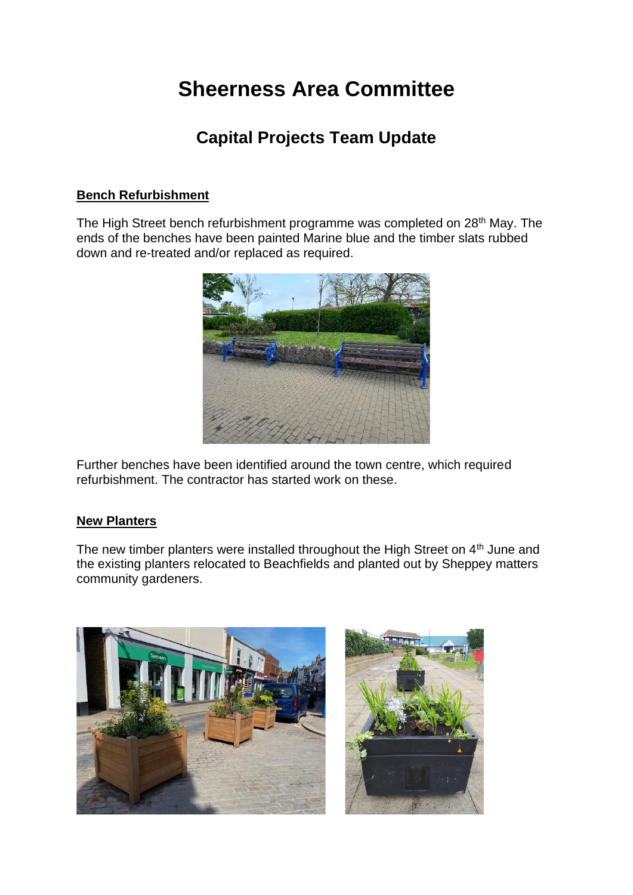# Sheerness Area Committee

## Capital Projects Team Update

### Bench Refurbishment

The High Street bench refurbishment programme was completed on 28th May. The ends of the benches have been painted Marine blue and the timber slats rubbed down and re-treated and/or replaced as required.

Further benches have been identified around the town centre, which required refurbishment. The contractor has started work on these.

### New Planters

The new timber planters were installed throughout the High Street on 4th June and the existing planters relocated to Beachfields and planted out by Sheppey matters community gardeners.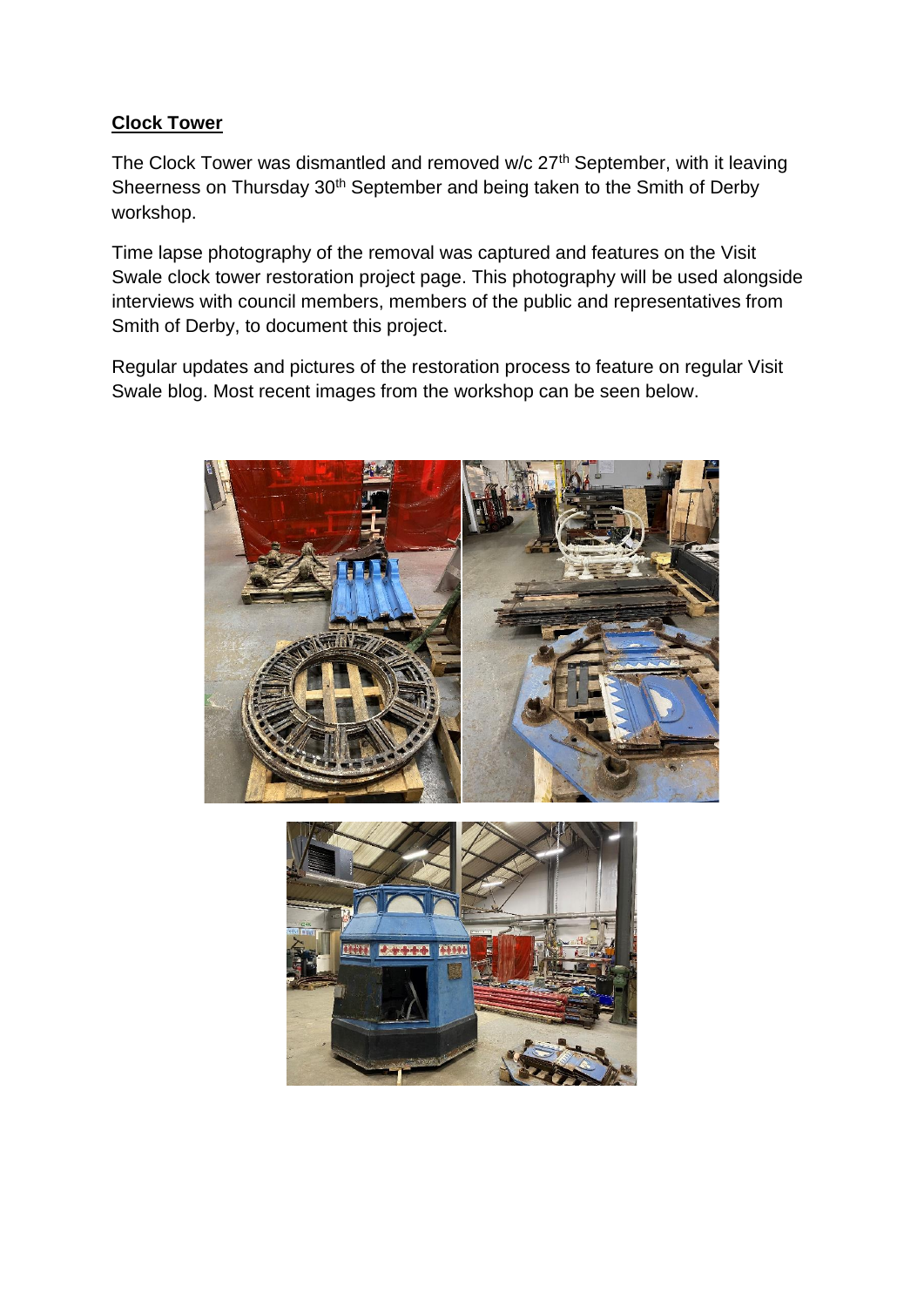**Clock Tower**

The Clock Tower was dismantled and removed w/c 27th September, with it leaving Sheerness on Thursday 30th September and being taken to the Smith of Derby workshop.

Time lapse photography of the removal was captured and features on the Visit Swale clock tower restoration project page. This photography will be used alongside interviews with council members, members of the public and representatives from Smith of Derby, to document this project.

Regular updates and pictures of the restoration process to feature on regular Visit Swale blog. Most recent images from the workshop can be seen below.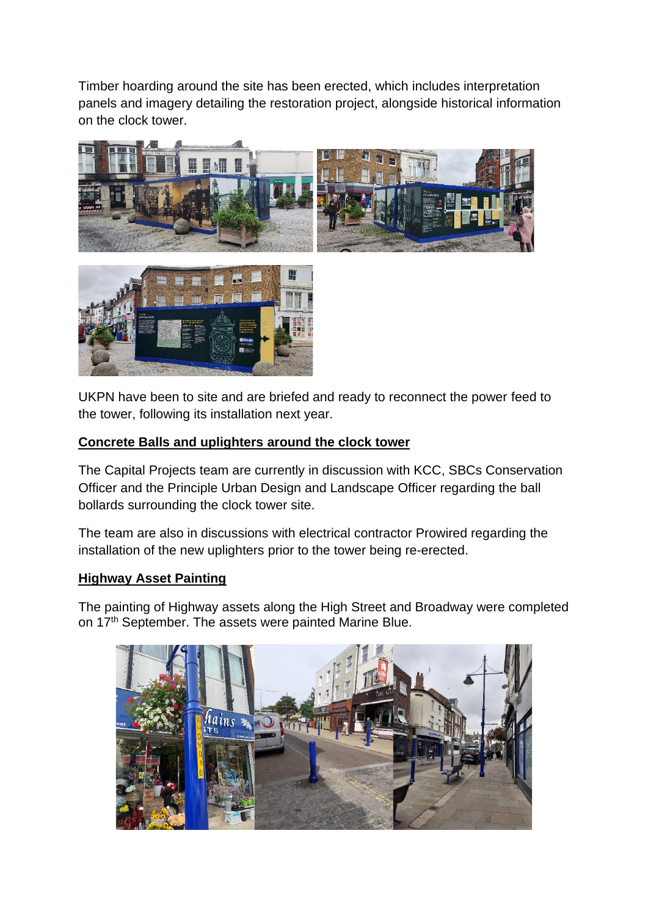Timber hoarding around the site has been erected, which includes interpretation panels and imagery detailing the restoration project, alongside historical information on the clock tower.

UKPN have been to site and are briefed and ready to reconnect the power feed to the tower, following its installation next year.

**Concrete Balls and uplighters around the clock tower**

The Capital Projects team are currently in discussion with KCC, SBCs Conservation Officer and the Principle Urban Design and Landscape Officer regarding the ball bollards surrounding the clock tower site.

The team are also in discussions with electrical contractor Prowired regarding the installation of the new uplighters prior to the tower being re-erected.

**Highway Asset Painting**

The painting of Highway assets along the High Street and Broadway were completed on 17th September. The assets were painted Marine Blue.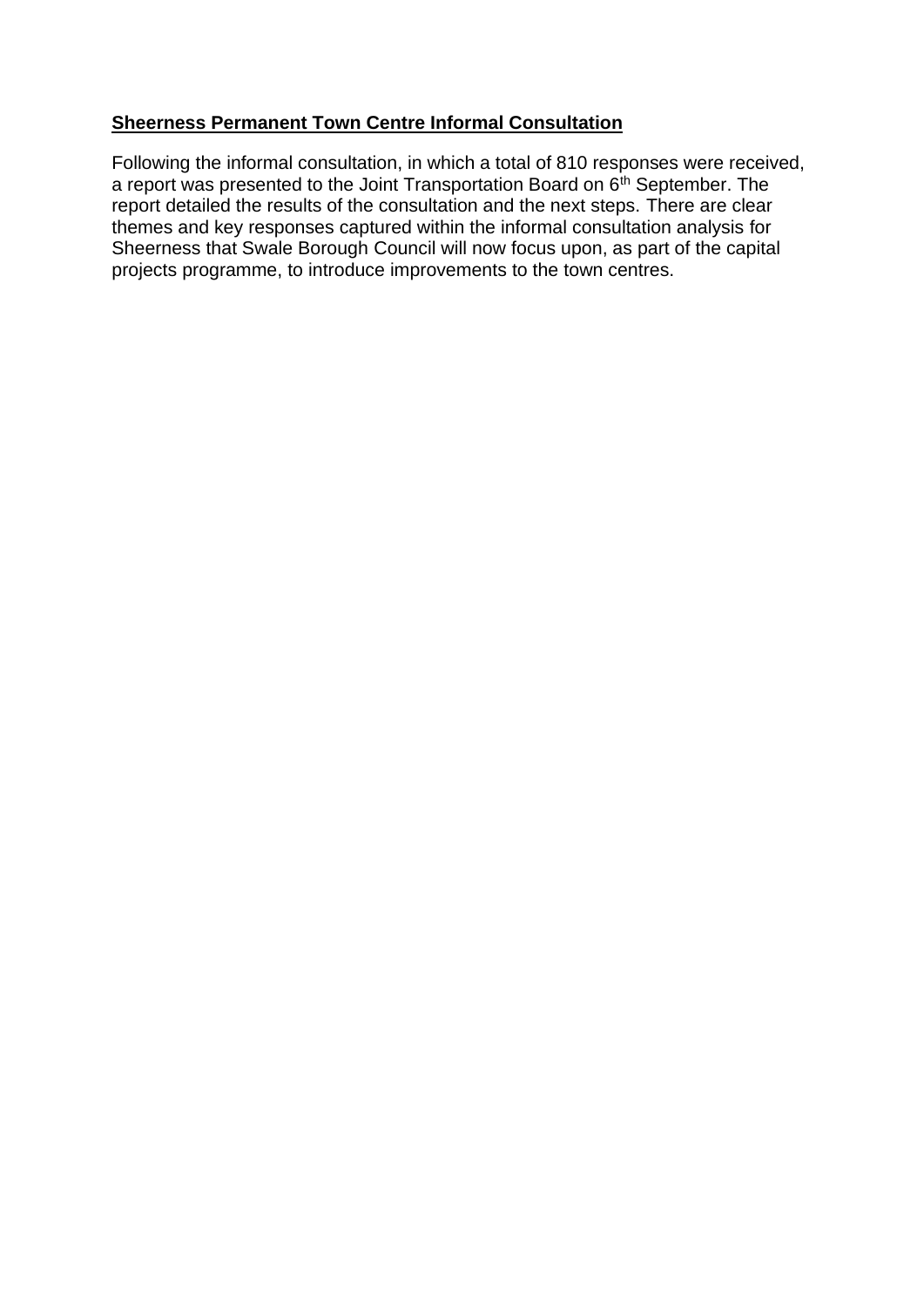**Sheerness Permanent Town Centre Informal Consultation**

Following the informal consultation, in which a total of 810 responses were received, a report was presented to the Joint Transportation Board on 6th September. The report detailed the results of the consultation and the next steps. There are clear themes and key responses captured within the informal consultation analysis for Sheerness that Swale Borough Council will now focus upon, as part of the capital projects programme, to introduce improvements to the town centres.